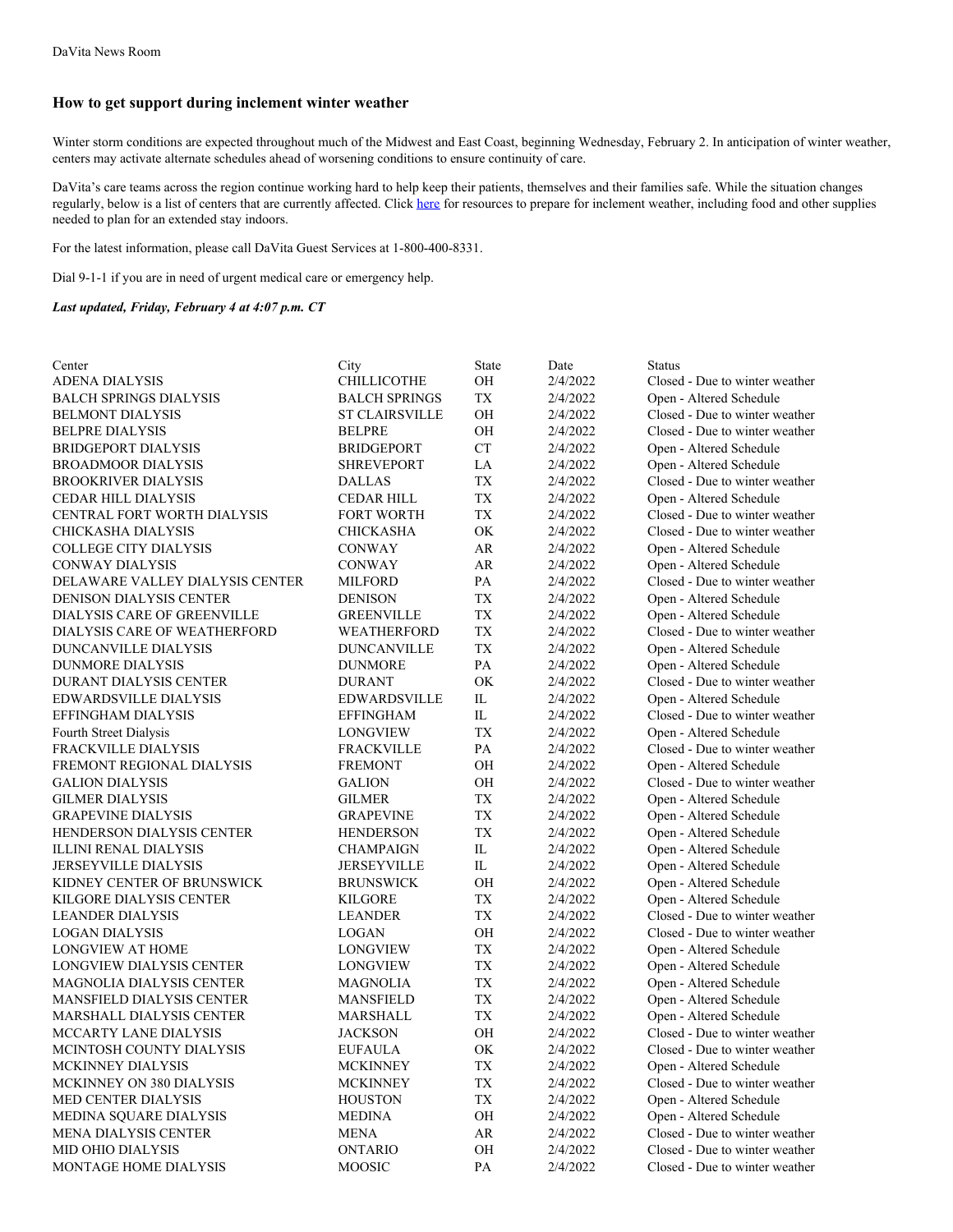DaVita News Room

## How to get support during inclement winter weather

Winter storm conditions are expected throughout much of the Midwest and East Coast, beginning Wednesday, February 2. In anticipation of winter weather, centers may activate alternate schedules ahead of worsening conditions to ensure continuity of care.

DaVita's care teams across the region continue working hard to help keep their patients, themselves and their families safe. While the situation changes regularly, below is a list of centers that are currently affected. Click [here](#) for resources to prepare for inclement weather, including food and other supplies needed to plan for an extended stay indoors.

For the latest information, please call DaVita Guest Services at 1-800-400-8331.

Dial 9-1-1 if you are in need of urgent medical care or emergency help.

***Last updated, Friday, February 4 at 4:07 p.m. CT***

| Center | City | State | Date | Status |
|---|---|---|---|---|
| ADENA DIALYSIS | CHILLICOTHE | OH | 2/4/2022 | Closed - Due to winter weather |
| BALCH SPRINGS DIALYSIS | BALCH SPRINGS | TX | 2/4/2022 | Open - Altered Schedule |
| BELMONT DIALYSIS | ST CLAIRSVILLE | OH | 2/4/2022 | Closed - Due to winter weather |
| BELPRE DIALYSIS | BELPRE | OH | 2/4/2022 | Closed - Due to winter weather |
| BRIDGEPORT DIALYSIS | BRIDGEPORT | CT | 2/4/2022 | Open - Altered Schedule |
| BROADMOOR DIALYSIS | SHREVEPORT | LA | 2/4/2022 | Open - Altered Schedule |
| BROOKRIVER DIALYSIS | DALLAS | TX | 2/4/2022 | Closed - Due to winter weather |
| CEDAR HILL DIALYSIS | CEDAR HILL | TX | 2/4/2022 | Open - Altered Schedule |
| CENTRAL FORT WORTH DIALYSIS | FORT WORTH | TX | 2/4/2022 | Closed - Due to winter weather |
| CHICKASHA DIALYSIS | CHICKASHA | OK | 2/4/2022 | Closed - Due to winter weather |
| COLLEGE CITY DIALYSIS | CONWAY | AR | 2/4/2022 | Open - Altered Schedule |
| CONWAY DIALYSIS | CONWAY | AR | 2/4/2022 | Open - Altered Schedule |
| DELAWARE VALLEY DIALYSIS CENTER | MILFORD | PA | 2/4/2022 | Closed - Due to winter weather |
| DENISON DIALYSIS CENTER | DENISON | TX | 2/4/2022 | Open - Altered Schedule |
| DIALYSIS CARE OF GREENVILLE | GREENVILLE | TX | 2/4/2022 | Open - Altered Schedule |
| DIALYSIS CARE OF WEATHERFORD | WEATHERFORD | TX | 2/4/2022 | Closed - Due to winter weather |
| DUNCANVILLE DIALYSIS | DUNCANVILLE | TX | 2/4/2022 | Open - Altered Schedule |
| DUNMORE DIALYSIS | DUNMORE | PA | 2/4/2022 | Open - Altered Schedule |
| DURANT DIALYSIS CENTER | DURANT | OK | 2/4/2022 | Closed - Due to winter weather |
| EDWARDSVILLE DIALYSIS | EDWARDSVILLE | IL | 2/4/2022 | Open - Altered Schedule |
| EFFINGHAM DIALYSIS | EFFINGHAM | IL | 2/4/2022 | Closed - Due to winter weather |
| Fourth Street Dialysis | LONGVIEW | TX | 2/4/2022 | Open - Altered Schedule |
| FRACKVILLE DIALYSIS | FRACKVILLE | PA | 2/4/2022 | Closed - Due to winter weather |
| FREMONT REGIONAL DIALYSIS | FREMONT | OH | 2/4/2022 | Open - Altered Schedule |
| GALION DIALYSIS | GALION | OH | 2/4/2022 | Closed - Due to winter weather |
| GILMER DIALYSIS | GILMER | TX | 2/4/2022 | Open - Altered Schedule |
| GRAPEVINE DIALYSIS | GRAPEVINE | TX | 2/4/2022 | Open - Altered Schedule |
| HENDERSON DIALYSIS CENTER | HENDERSON | TX | 2/4/2022 | Open - Altered Schedule |
| ILLINI RENAL DIALYSIS | CHAMPAIGN | IL | 2/4/2022 | Open - Altered Schedule |
| JERSEYVILLE DIALYSIS | JERSEYVILLE | IL | 2/4/2022 | Open - Altered Schedule |
| KIDNEY CENTER OF BRUNSWICK | BRUNSWICK | OH | 2/4/2022 | Open - Altered Schedule |
| KILGORE DIALYSIS CENTER | KILGORE | TX | 2/4/2022 | Open - Altered Schedule |
| LEANDER DIALYSIS | LEANDER | TX | 2/4/2022 | Closed - Due to winter weather |
| LOGAN DIALYSIS | LOGAN | OH | 2/4/2022 | Closed - Due to winter weather |
| LONGVIEW AT HOME | LONGVIEW | TX | 2/4/2022 | Open - Altered Schedule |
| LONGVIEW DIALYSIS CENTER | LONGVIEW | TX | 2/4/2022 | Open - Altered Schedule |
| MAGNOLIA DIALYSIS CENTER | MAGNOLIA | TX | 2/4/2022 | Open - Altered Schedule |
| MANSFIELD DIALYSIS CENTER | MANSFIELD | TX | 2/4/2022 | Open - Altered Schedule |
| MARSHALL DIALYSIS CENTER | MARSHALL | TX | 2/4/2022 | Open - Altered Schedule |
| MCCARTY LANE DIALYSIS | JACKSON | OH | 2/4/2022 | Closed - Due to winter weather |
| MCINTOSH COUNTY DIALYSIS | EUFAULA | OK | 2/4/2022 | Closed - Due to winter weather |
| MCKINNEY DIALYSIS | MCKINNEY | TX | 2/4/2022 | Open - Altered Schedule |
| MCKINNEY ON 380 DIALYSIS | MCKINNEY | TX | 2/4/2022 | Closed - Due to winter weather |
| MED CENTER DIALYSIS | HOUSTON | TX | 2/4/2022 | Open - Altered Schedule |
| MEDINA SQUARE DIALYSIS | MEDINA | OH | 2/4/2022 | Open - Altered Schedule |
| MENA DIALYSIS CENTER | MENA | AR | 2/4/2022 | Closed - Due to winter weather |
| MID OHIO DIALYSIS | ONTARIO | OH | 2/4/2022 | Closed - Due to winter weather |
| MONTAGE HOME DIALYSIS | MOOSIC | PA | 2/4/2022 | Closed - Due to winter weather |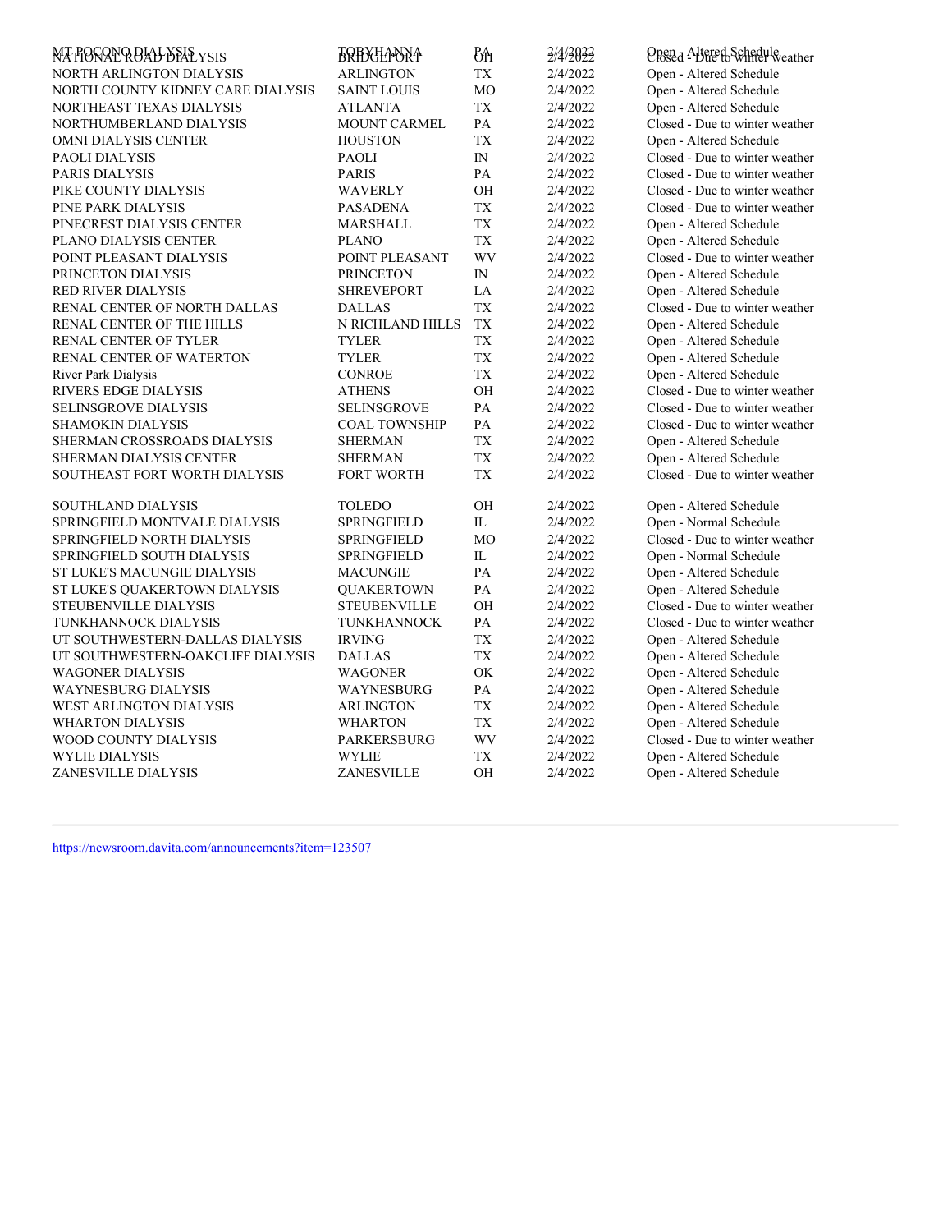| | | | | |
|---|---|---|---|---|
| MT POCONO DIALYSIS | TOBYHANNA | PA | 2/4/2022 | Open - Altered Schedule |
| NATIONAL ROAD DIALYSIS | BRIDGEPORT | OH | 2/4/2022 | Closed - Due to winter weather |
| NORTH ARLINGTON DIALYSIS | ARLINGTON | TX | 2/4/2022 | Open - Altered Schedule |
| NORTH COUNTY KIDNEY CARE DIALYSIS | SAINT LOUIS | MO | 2/4/2022 | Open - Altered Schedule |
| NORTHEAST TEXAS DIALYSIS | ATLANTA | TX | 2/4/2022 | Open - Altered Schedule |
| NORTHUMBERLAND DIALYSIS | MOUNT CARMEL | PA | 2/4/2022 | Closed - Due to winter weather |
| OMNI DIALYSIS CENTER | HOUSTON | TX | 2/4/2022 | Open - Altered Schedule |
| PAOLI DIALYSIS | PAOLI | IN | 2/4/2022 | Closed - Due to winter weather |
| PARIS DIALYSIS | PARIS | PA | 2/4/2022 | Closed - Due to winter weather |
| PIKE COUNTY DIALYSIS | WAVERLY | OH | 2/4/2022 | Closed - Due to winter weather |
| PINE PARK DIALYSIS | PASADENA | TX | 2/4/2022 | Closed - Due to winter weather |
| PINECREST DIALYSIS CENTER | MARSHALL | TX | 2/4/2022 | Open - Altered Schedule |
| PLANO DIALYSIS CENTER | PLANO | TX | 2/4/2022 | Open - Altered Schedule |
| POINT PLEASANT DIALYSIS | POINT PLEASANT | WV | 2/4/2022 | Closed - Due to winter weather |
| PRINCETON DIALYSIS | PRINCETON | IN | 2/4/2022 | Open - Altered Schedule |
| RED RIVER DIALYSIS | SHREVEPORT | LA | 2/4/2022 | Open - Altered Schedule |
| RENAL CENTER OF NORTH DALLAS | DALLAS | TX | 2/4/2022 | Closed - Due to winter weather |
| RENAL CENTER OF THE HILLS | N RICHLAND HILLS | TX | 2/4/2022 | Open - Altered Schedule |
| RENAL CENTER OF TYLER | TYLER | TX | 2/4/2022 | Open - Altered Schedule |
| RENAL CENTER OF WATERTON | TYLER | TX | 2/4/2022 | Open - Altered Schedule |
| River Park Dialysis | CONROE | TX | 2/4/2022 | Open - Altered Schedule |
| RIVERS EDGE DIALYSIS | ATHENS | OH | 2/4/2022 | Closed - Due to winter weather |
| SELINSGROVE DIALYSIS | SELINSGROVE | PA | 2/4/2022 | Closed - Due to winter weather |
| SHAMOKIN DIALYSIS | COAL TOWNSHIP | PA | 2/4/2022 | Closed - Due to winter weather |
| SHERMAN CROSSROADS DIALYSIS | SHERMAN | TX | 2/4/2022 | Open - Altered Schedule |
| SHERMAN DIALYSIS CENTER | SHERMAN | TX | 2/4/2022 | Open - Altered Schedule |
| SOUTHEAST FORT WORTH DIALYSIS | FORT WORTH | TX | 2/4/2022 | Closed - Due to winter weather |
| SOUTHLAND DIALYSIS | TOLEDO | OH | 2/4/2022 | Open - Altered Schedule |
| SPRINGFIELD MONTVALE DIALYSIS | SPRINGFIELD | IL | 2/4/2022 | Open - Normal Schedule |
| SPRINGFIELD NORTH DIALYSIS | SPRINGFIELD | MO | 2/4/2022 | Closed - Due to winter weather |
| SPRINGFIELD SOUTH DIALYSIS | SPRINGFIELD | IL | 2/4/2022 | Open - Normal Schedule |
| ST LUKE'S MACUNGIE DIALYSIS | MACUNGIE | PA | 2/4/2022 | Open - Altered Schedule |
| ST LUKE'S QUAKERTOWN DIALYSIS | QUAKERTOWN | PA | 2/4/2022 | Open - Altered Schedule |
| STEUBENVILLE DIALYSIS | STEUBENVILLE | OH | 2/4/2022 | Closed - Due to winter weather |
| TUNKHANNOCK DIALYSIS | TUNKHANNOCK | PA | 2/4/2022 | Closed - Due to winter weather |
| UT SOUTHWESTERN-DALLAS DIALYSIS | IRVING | TX | 2/4/2022 | Open - Altered Schedule |
| UT SOUTHWESTERN-OAKCLIFF DIALYSIS | DALLAS | TX | 2/4/2022 | Open - Altered Schedule |
| WAGONER DIALYSIS | WAGONER | OK | 2/4/2022 | Open - Altered Schedule |
| WAYNESBURG DIALYSIS | WAYNESBURG | PA | 2/4/2022 | Open - Altered Schedule |
| WEST ARLINGTON DIALYSIS | ARLINGTON | TX | 2/4/2022 | Open - Altered Schedule |
| WHARTON DIALYSIS | WHARTON | TX | 2/4/2022 | Open - Altered Schedule |
| WOOD COUNTY DIALYSIS | PARKERSBURG | WV | 2/4/2022 | Closed - Due to winter weather |
| WYLIE DIALYSIS | WYLIE | TX | 2/4/2022 | Open - Altered Schedule |
| ZANESVILLE DIALYSIS | ZANESVILLE | OH | 2/4/2022 | Open - Altered Schedule |

---

https://newsroom.davita.com/announcements?item=123507